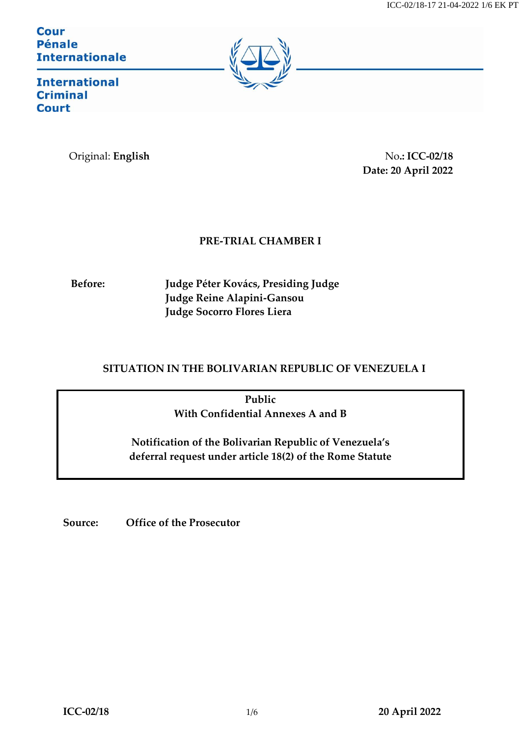Cour
Pénale
Internationale

International
Criminal
Court

Original: **English**

No.: **ICC-02/18**
**Date: 20 April 2022**

**PRE-TRIAL CHAMBER I**

**Before:**
**Judge Péter Kovács, Presiding Judge**
**Judge Reine Alapini-Gansou**
**Judge Socorro Flores Liera**

**SITUATION IN THE BOLIVARIAN REPUBLIC OF VENEZUELA I**

**Public**
**With Confidential Annexes A and B**

**Notification of the Bolivarian Republic of Venezuela's deferral request under article 18(2) of the Rome Statute**

**Source:** **Office of the Prosecutor**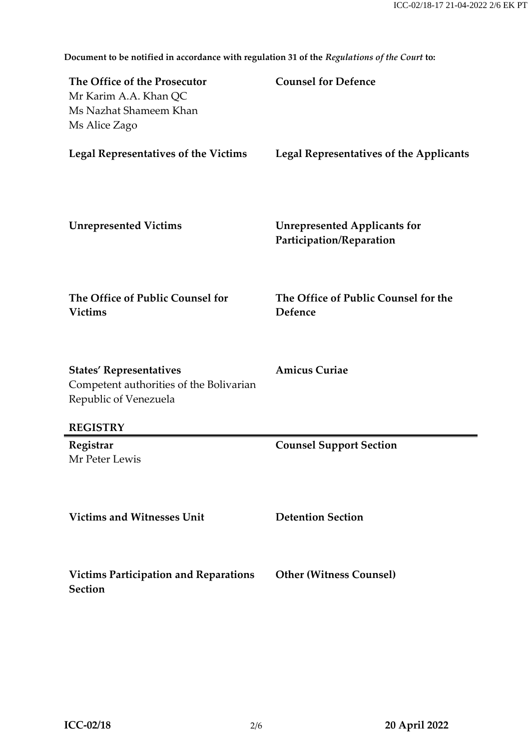**Document to be notified in accordance with regulation 31 of the *Regulations of the Court* to:**

| | |
|---|---|
| **The Office of the Prosecutor**<br>Mr Karim A.A. Khan QC<br>Ms Nazhat Shameem Khan<br>Ms Alice Zago | **Counsel for Defence** |
| **Legal Representatives of the Victims** | **Legal Representatives of the Applicants** |
| **Unrepresented Victims** | **Unrepresented Applicants for Participation/Reparation** |
| **The Office of Public Counsel for Victims** | **The Office of Public Counsel for the Defence** |
| **States' Representatives**<br>Competent authorities of the Bolivarian Republic of Venezuela | **Amicus Curiae** |

**REGISTRY**

| | |
|---|---|
| **Registrar**<br>Mr Peter Lewis | **Counsel Support Section** |
| **Victims and Witnesses Unit** | **Detention Section** |
| **Victims Participation and Reparations Section** | **Other (Witness Counsel)** |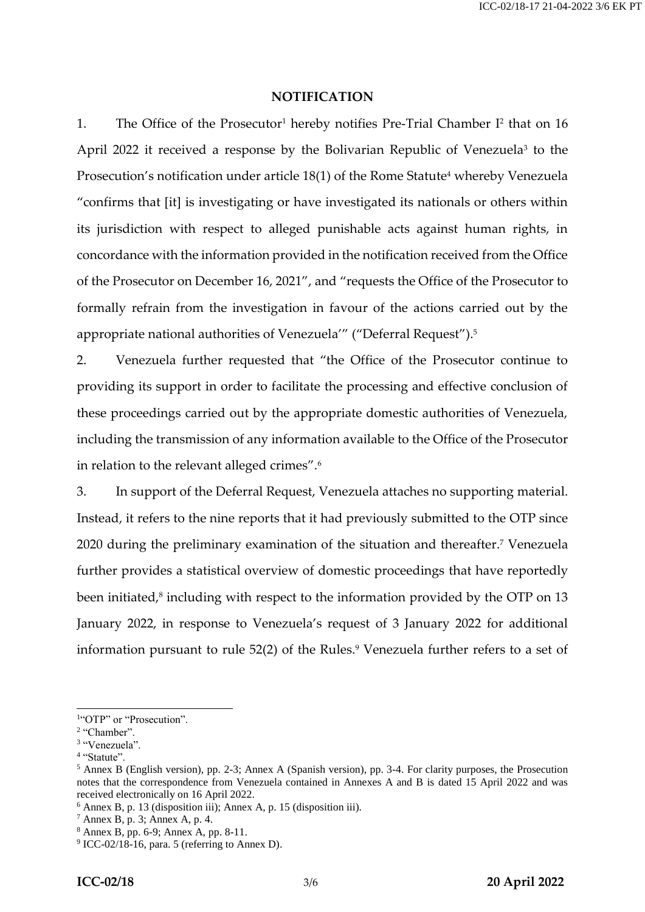## NOTIFICATION

1. The Office of the Prosecutor[1] hereby notifies Pre-Trial Chamber I[2] that on 16 April 2022 it received a response by the Bolivarian Republic of Venezuela[3] to the Prosecution's notification under article 18(1) of the Rome Statute[4] whereby Venezuela "confirms that [it] is investigating or have investigated its nationals or others within its jurisdiction with respect to alleged punishable acts against human rights, in concordance with the information provided in the notification received from the Office of the Prosecutor on December 16, 2021", and "requests the Office of the Prosecutor to formally refrain from the investigation in favour of the actions carried out by the appropriate national authorities of Venezuela'" ("Deferral Request").[5]

2. Venezuela further requested that "the Office of the Prosecutor continue to providing its support in order to facilitate the processing and effective conclusion of these proceedings carried out by the appropriate domestic authorities of Venezuela, including the transmission of any information available to the Office of the Prosecutor in relation to the relevant alleged crimes".[6]

3. In support of the Deferral Request, Venezuela attaches no supporting material. Instead, it refers to the nine reports that it had previously submitted to the OTP since 2020 during the preliminary examination of the situation and thereafter.[7] Venezuela further provides a statistical overview of domestic proceedings that have reportedly been initiated,[8] including with respect to the information provided by the OTP on 13 January 2022, in response to Venezuela's request of 3 January 2022 for additional information pursuant to rule 52(2) of the Rules.[9] Venezuela further refers to a set of

---

[1] "OTP" or "Prosecution".

[2] "Chamber".

[3] "Venezuela".

[4] "Statute".

[5] Annex B (English version), pp. 2-3; Annex A (Spanish version), pp. 3-4. For clarity purposes, the Prosecution notes that the correspondence from Venezuela contained in Annexes A and B is dated 15 April 2022 and was received electronically on 16 April 2022.

[6] Annex B, p. 13 (disposition iii); Annex A, p. 15 (disposition iii).

[7] Annex B, p. 3; Annex A, p. 4.

[8] Annex B, pp. 6-9; Annex A, pp. 8-11.

[9] ICC-02/18-16, para. 5 (referring to Annex D).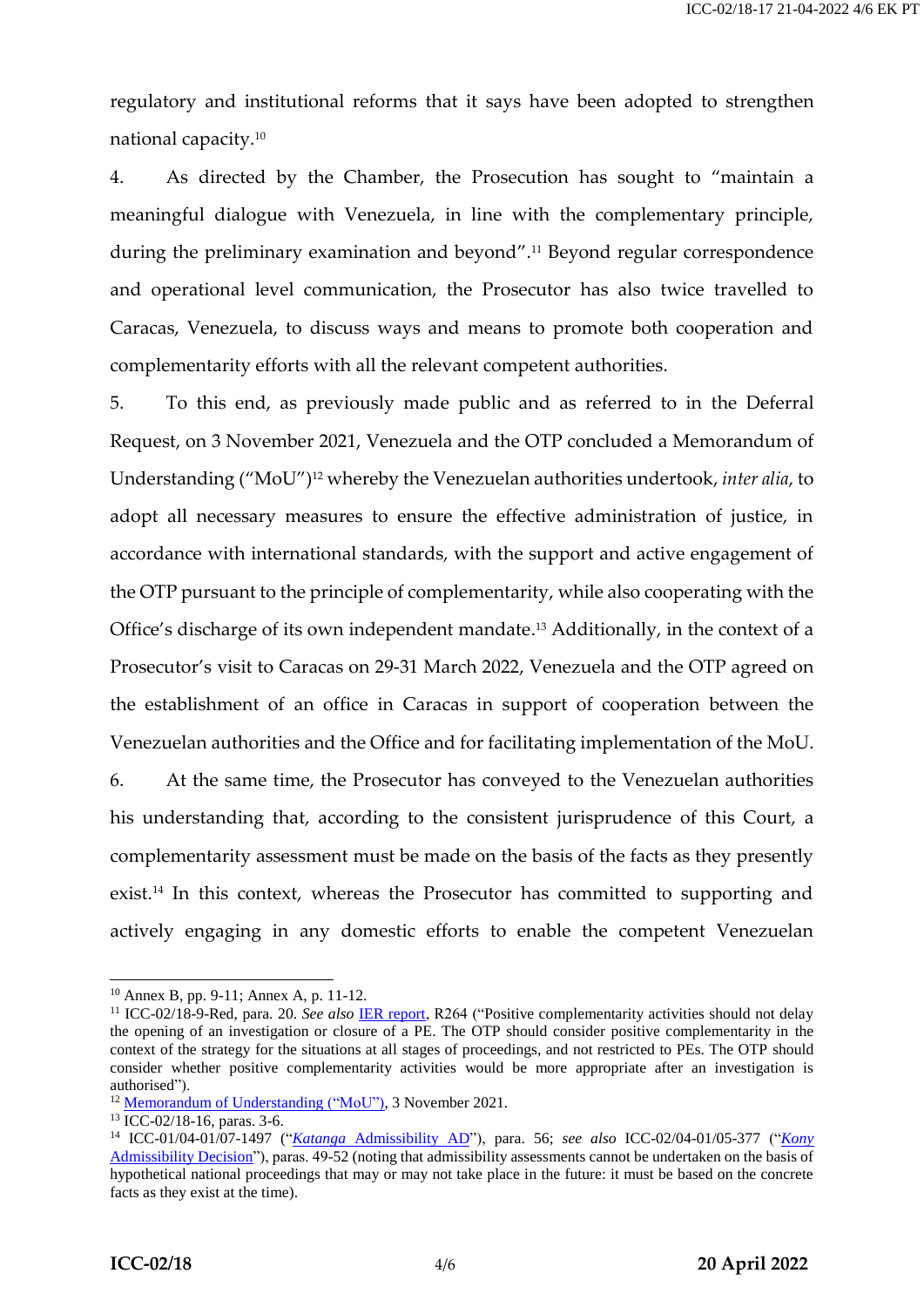regulatory and institutional reforms that it says have been adopted to strengthen national capacity.[10]

4. As directed by the Chamber, the Prosecution has sought to "maintain a meaningful dialogue with Venezuela, in line with the complementary principle, during the preliminary examination and beyond".[11] Beyond regular correspondence and operational level communication, the Prosecutor has also twice travelled to Caracas, Venezuela, to discuss ways and means to promote both cooperation and complementarity efforts with all the relevant competent authorities.

5. To this end, as previously made public and as referred to in the Deferral Request, on 3 November 2021, Venezuela and the OTP concluded a Memorandum of Understanding ("MoU")[12] whereby the Venezuelan authorities undertook, *inter alia*, to adopt all necessary measures to ensure the effective administration of justice, in accordance with international standards, with the support and active engagement of the OTP pursuant to the principle of complementarity, while also cooperating with the Office's discharge of its own independent mandate.[13] Additionally, in the context of a Prosecutor's visit to Caracas on 29-31 March 2022, Venezuela and the OTP agreed on the establishment of an office in Caracas in support of cooperation between the Venezuelan authorities and the Office and for facilitating implementation of the MoU.

6. At the same time, the Prosecutor has conveyed to the Venezuelan authorities his understanding that, according to the consistent jurisprudence of this Court, a complementarity assessment must be made on the basis of the facts as they presently exist.[14] In this context, whereas the Prosecutor has committed to supporting and actively engaging in any domestic efforts to enable the competent Venezuelan

---

[10] Annex B, pp. 9-11; Annex A, p. 11-12.

[11] ICC-02/18-9-Red, para. 20. *See also* IER report, R264 ("Positive complementarity activities should not delay the opening of an investigation or closure of a PE. The OTP should consider positive complementarity in the context of the strategy for the situations at all stages of proceedings, and not restricted to PEs. The OTP should consider whether positive complementarity activities would be more appropriate after an investigation is authorised").

[12] Memorandum of Understanding ("MoU"), 3 November 2021.

[13] ICC-02/18-16, paras. 3-6.

[14] ICC-01/04-01/07-1497 ("*Katanga* Admissibility AD"), para. 56; *see also* ICC-02/04-01/05-377 ("*Kony* Admissibility Decision"), paras. 49-52 (noting that admissibility assessments cannot be undertaken on the basis of hypothetical national proceedings that may or may not take place in the future: it must be based on the concrete facts as they exist at the time).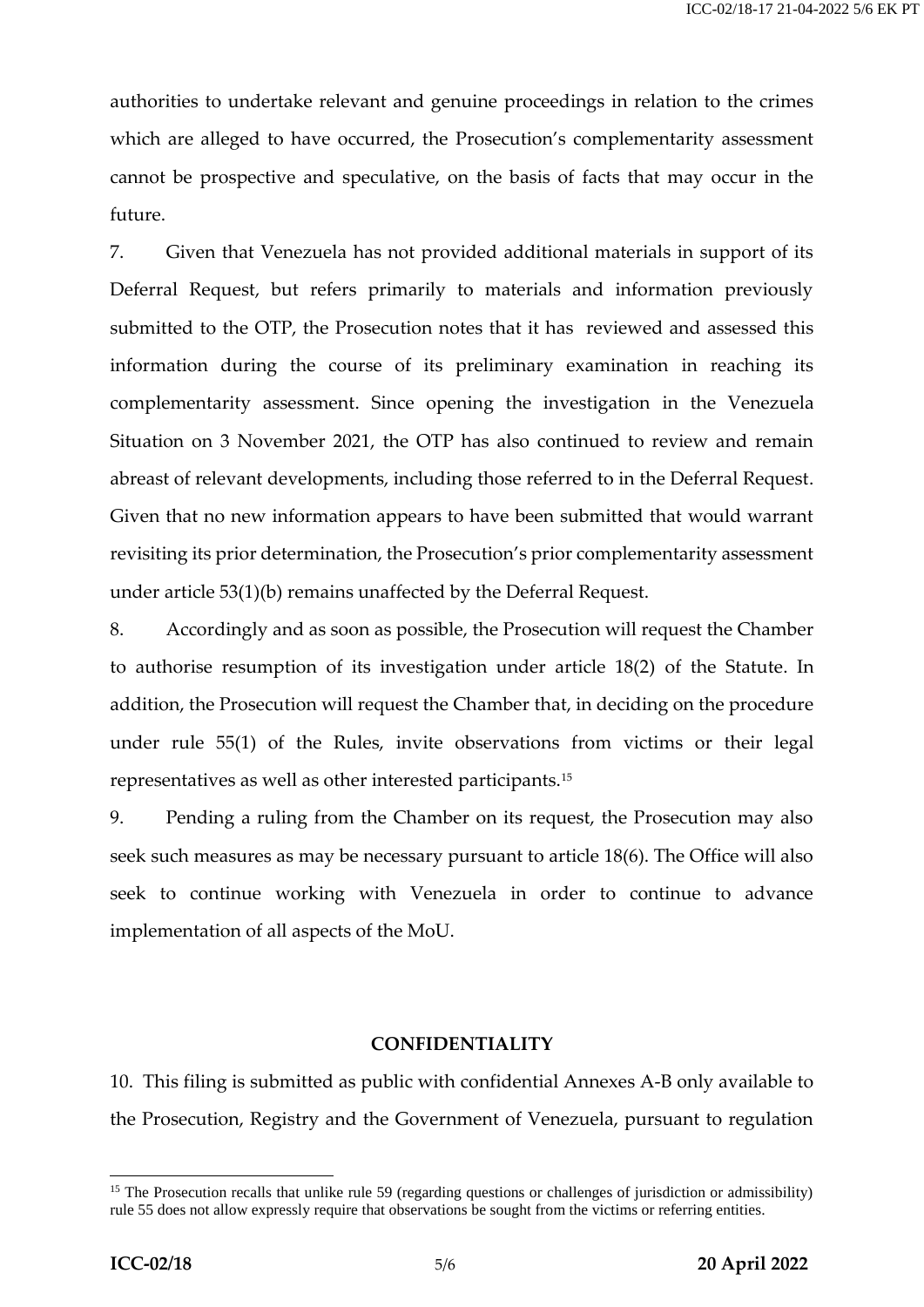authorities to undertake relevant and genuine proceedings in relation to the crimes which are alleged to have occurred, the Prosecution's complementarity assessment cannot be prospective and speculative, on the basis of facts that may occur in the future.

7. Given that Venezuela has not provided additional materials in support of its Deferral Request, but refers primarily to materials and information previously submitted to the OTP, the Prosecution notes that it has reviewed and assessed this information during the course of its preliminary examination in reaching its complementarity assessment. Since opening the investigation in the Venezuela Situation on 3 November 2021, the OTP has also continued to review and remain abreast of relevant developments, including those referred to in the Deferral Request. Given that no new information appears to have been submitted that would warrant revisiting its prior determination, the Prosecution's prior complementarity assessment under article 53(1)(b) remains unaffected by the Deferral Request.

8. Accordingly and as soon as possible, the Prosecution will request the Chamber to authorise resumption of its investigation under article 18(2) of the Statute. In addition, the Prosecution will request the Chamber that, in deciding on the procedure under rule 55(1) of the Rules, invite observations from victims or their legal representatives as well as other interested participants.[15]

9. Pending a ruling from the Chamber on its request, the Prosecution may also seek such measures as may be necessary pursuant to article 18(6). The Office will also seek to continue working with Venezuela in order to continue to advance implementation of all aspects of the MoU.

## CONFIDENTIALITY

10. This filing is submitted as public with confidential Annexes A-B only available to the Prosecution, Registry and the Government of Venezuela, pursuant to regulation

---

[15] The Prosecution recalls that unlike rule 59 (regarding questions or challenges of jurisdiction or admissibility) rule 55 does not allow expressly require that observations be sought from the victims or referring entities.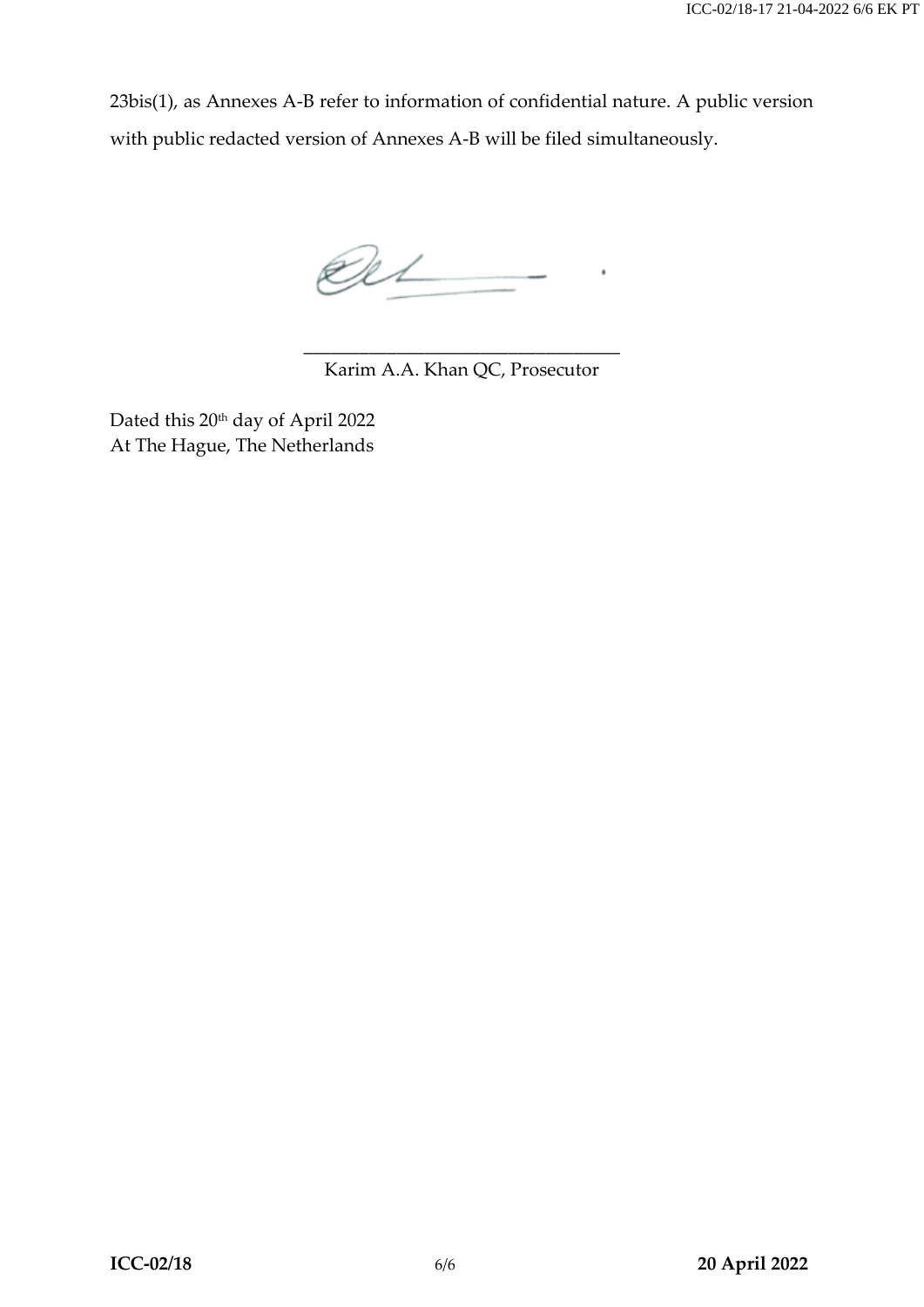23bis(1), as Annexes A-B refer to information of confidential nature. A public version with public redacted version of Annexes A-B will be filed simultaneously.

\_\_\_\_\_\_\_\_\_\_\_\_\_\_\_\_\_\_\_\_\_\_\_\_\_\_\_\_\_\_\_\_\_\_

Karim A.A. Khan QC, Prosecutor

Dated this 20th day of April 2022
At The Hague, The Netherlands